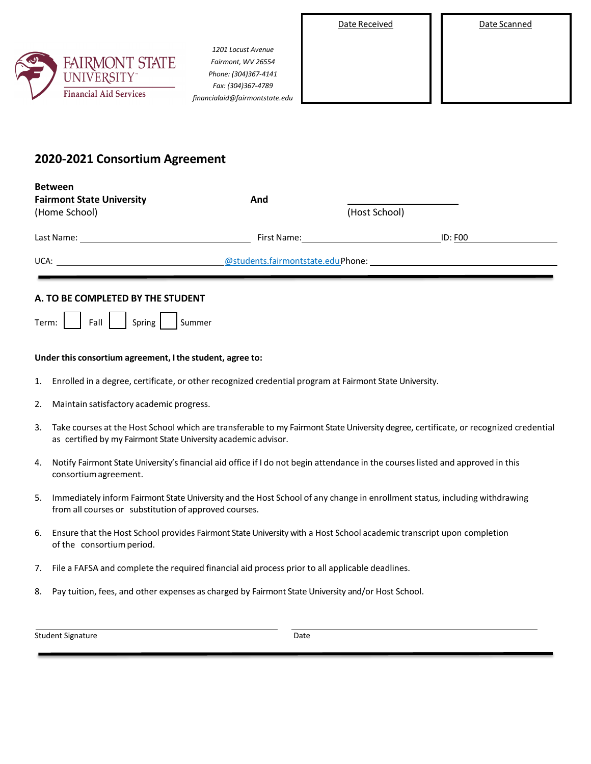FAIRMONT STATE UNIVERSITY
Financial Aid Services

*1201 Locust Avenue*
*Fairmont, WV 26554*
*Phone: (304)367-4141*
*Fax: (304)367-4789*
*financialaid@fairmontstate.edu*

| Date Received | Date Scanned |
|---|---|
| | |

# 2020-2021 Consortium Agreement

**Between**
**Fairmont State University** **And** ____________________
(Home School) (Host School)

Last Name: ______________________ First Name: ______________________ ID: F00__________

UCA: ______________________@students.fairmontstate.edu Phone: ______________________

---

## A. TO BE COMPLETED BY THE STUDENT

Term: ☐ Fall ☐ Spring ☐ Summer

**Under this consortium agreement, I the student, agree to:**

1. Enrolled in a degree, certificate, or other recognized credential program at Fairmont State University.
2. Maintain satisfactory academic progress.
3. Take courses at the Host School which are transferable to my Fairmont State University degree, certificate, or recognized credential as certified by my Fairmont State University academic advisor.
4. Notify Fairmont State University's financial aid office if I do not begin attendance in the courses listed and approved in this consortium agreement.
5. Immediately inform Fairmont State University and the Host School of any change in enrollment status, including withdrawing from all courses or substitution of approved courses.
6. Ensure that the Host School provides Fairmont State University with a Host School academic transcript upon completion of the consortium period.
7. File a FAFSA and complete the required financial aid process prior to all applicable deadlines.
8. Pay tuition, fees, and other expenses as charged by Fairmont State University and/or Host School.

______________________ ______________________
Student Signature Date

---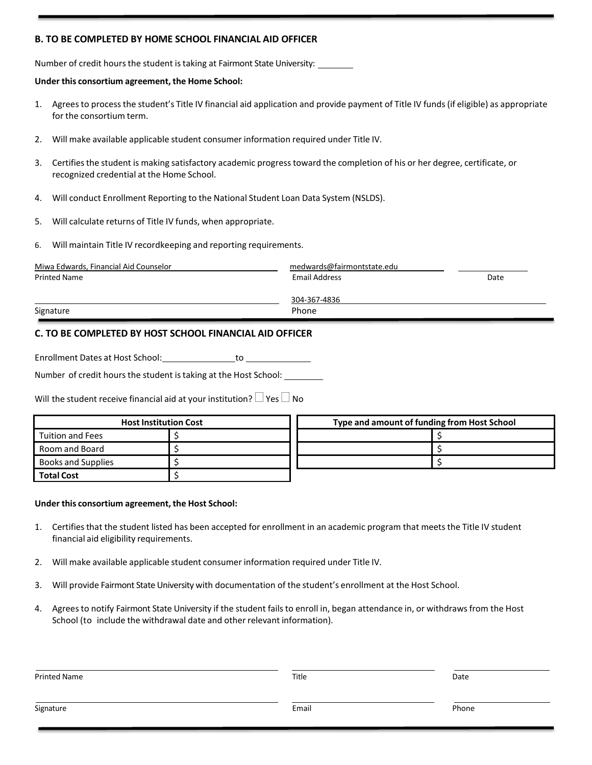## B. TO BE COMPLETED BY HOME SCHOOL FINANCIAL AID OFFICER

Number of credit hours the student is taking at Fairmont State University: ________

**Under this consortium agreement, the Home School:**

1. Agrees to process the student's Title IV financial aid application and provide payment of Title IV funds (if eligible) as appropriate for the consortium term.
2. Will make available applicable student consumer information required under Title IV.
3. Certifies the student is making satisfactory academic progress toward the completion of his or her degree, certificate, or recognized credential at the Home School.
4. Will conduct Enrollment Reporting to the National Student Loan Data System (NSLDS).
5. Will calculate returns of Title IV funds, when appropriate.
6. Will maintain Title IV recordkeeping and reporting requirements.

Miwa Edwards, Financial Aid Counselor
Printed Name

medwards@fairmontstate.edu
Email Address

________
Date

________________________
Signature

304-367-4836
Phone

## C. TO BE COMPLETED BY HOST SCHOOL FINANCIAL AID OFFICER

Enrollment Dates at Host School: ________ to ________

Number of credit hours the student is taking at the Host School: ________

Will the student receive financial aid at your institution? ☐ Yes ☐ No

| Host Institution Cost | |
|---|---|
| Tuition and Fees | $ |
| Room and Board | $ |
| Books and Supplies | $ |
| **Total Cost** | $ |

| Type and amount of funding from Host School | |
|---|---|
| | $ |
| | $ |
| | $ |

**Under this consortium agreement, the Host School:**

1. Certifies that the student listed has been accepted for enrollment in an academic program that meets the Title IV student financial aid eligibility requirements.
2. Will make available applicable student consumer information required under Title IV.
3. Will provide Fairmont State University with documentation of the student's enrollment at the Host School.
4. Agrees to notify Fairmont State University if the student fails to enroll in, began attendance in, or withdraws from the Host School (to include the withdrawal date and other relevant information).

________________________
Printed Name

________________________
Title

________
Date

________________________
Signature

________________________
Email

________
Phone